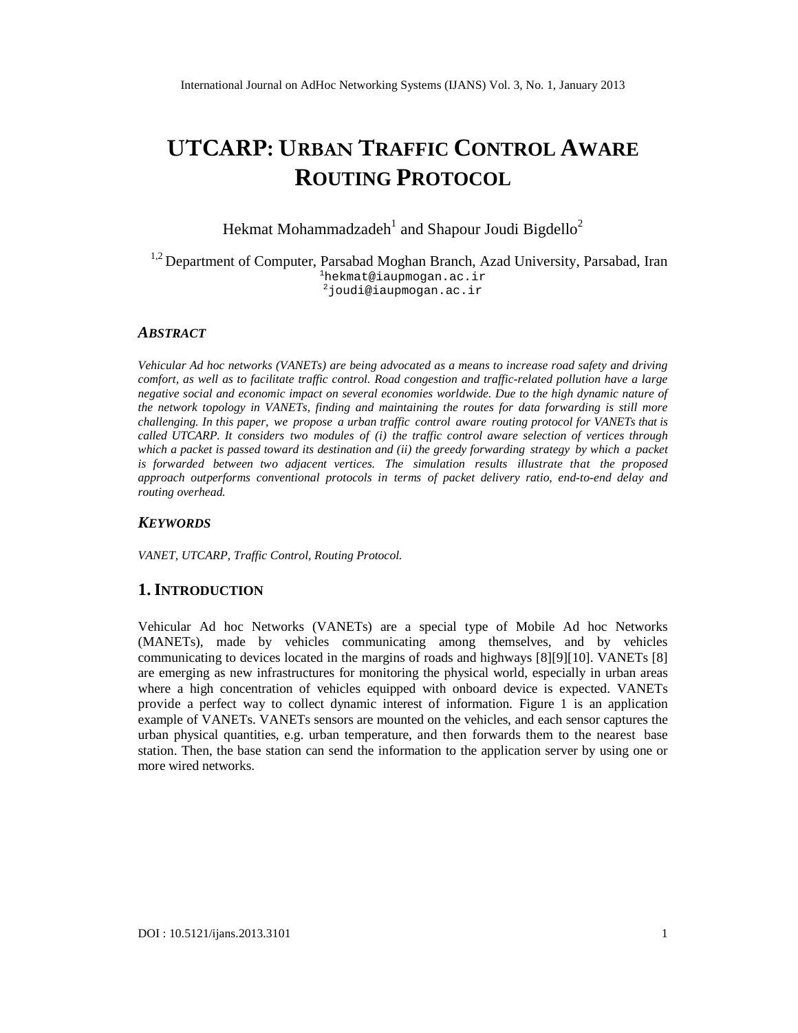# UTCARP: URBAN TRAFFIC CONTROL AWARE ROUTING PROTOCOL

Hekmat Mohammadzadeh[1] and Shapour Joudi Bigdello[2]

[1,2] Department of Computer, Parsabad Moghan Branch, Azad University, Parsabad, Iran
[1]hekmat@iaupmogan.ac.ir
[2]joudi@iaupmogan.ac.ir

### *ABSTRACT*

*Vehicular Ad hoc networks (VANETs) are being advocated as a means to increase road safety and driving comfort, as well as to facilitate traffic control. Road congestion and traffic-related pollution have a large negative social and economic impact on several economies worldwide. Due to the high dynamic nature of the network topology in VANETs, finding and maintaining the routes for data forwarding is still more challenging. In this paper, we propose a urban traffic control aware routing protocol for VANETs that is called UTCARP. It considers two modules of (i) the traffic control aware selection of vertices through which a packet is passed toward its destination and (ii) the greedy forwarding strategy by which a packet is forwarded between two adjacent vertices. The simulation results illustrate that the proposed approach outperforms conventional protocols in terms of packet delivery ratio, end-to-end delay and routing overhead.*

### *KEYWORDS*

*VANET, UTCARP, Traffic Control, Routing Protocol.*

## 1. INTRODUCTION

Vehicular Ad hoc Networks (VANETs) are a special type of Mobile Ad hoc Networks (MANETs), made by vehicles communicating among themselves, and by vehicles communicating to devices located in the margins of roads and highways [8][9][10]. VANETs [8] are emerging as new infrastructures for monitoring the physical world, especially in urban areas where a high concentration of vehicles equipped with onboard device is expected. VANETs provide a perfect way to collect dynamic interest of information. Figure 1 is an application example of VANETs. VANETs sensors are mounted on the vehicles, and each sensor captures the urban physical quantities, e.g. urban temperature, and then forwards them to the nearest base station. Then, the base station can send the information to the application server by using one or more wired networks.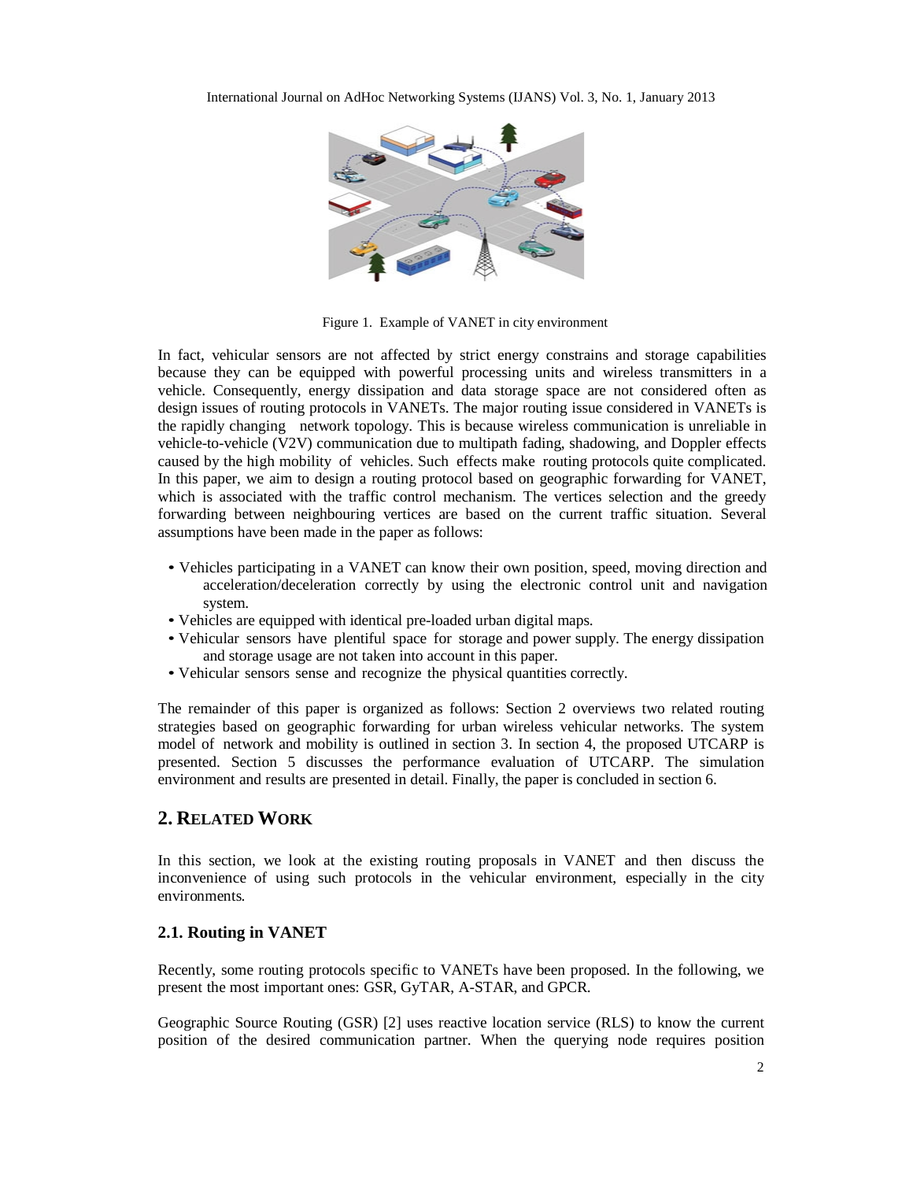Figure 1. Example of VANET in city environment

In fact, vehicular sensors are not affected by strict energy constrains and storage capabilities because they can be equipped with powerful processing units and wireless transmitters in a vehicle. Consequently, energy dissipation and data storage space are not considered often as design issues of routing protocols in VANETs. The major routing issue considered in VANETs is the rapidly changing network topology. This is because wireless communication is unreliable in vehicle-to-vehicle (V2V) communication due to multipath fading, shadowing, and Doppler effects caused by the high mobility of vehicles. Such effects make routing protocols quite complicated. In this paper, we aim to design a routing protocol based on geographic forwarding for VANET, which is associated with the traffic control mechanism. The vertices selection and the greedy forwarding between neighbouring vertices are based on the current traffic situation. Several assumptions have been made in the paper as follows:

- Vehicles participating in a VANET can know their own position, speed, moving direction and acceleration/deceleration correctly by using the electronic control unit and navigation system.
- Vehicles are equipped with identical pre-loaded urban digital maps.
- Vehicular sensors have plentiful space for storage and power supply. The energy dissipation and storage usage are not taken into account in this paper.
- Vehicular sensors sense and recognize the physical quantities correctly.

The remainder of this paper is organized as follows: Section 2 overviews two related routing strategies based on geographic forwarding for urban wireless vehicular networks. The system model of network and mobility is outlined in section 3. In section 4, the proposed UTCARP is presented. Section 5 discusses the performance evaluation of UTCARP. The simulation environment and results are presented in detail. Finally, the paper is concluded in section 6.

## 2. Related Work

In this section, we look at the existing routing proposals in VANET and then discuss the inconvenience of using such protocols in the vehicular environment, especially in the city environments.

### 2.1. Routing in VANET

Recently, some routing protocols specific to VANETs have been proposed. In the following, we present the most important ones: GSR, GyTAR, A-STAR, and GPCR.

Geographic Source Routing (GSR) [2] uses reactive location service (RLS) to know the current position of the desired communication partner. When the querying node requires position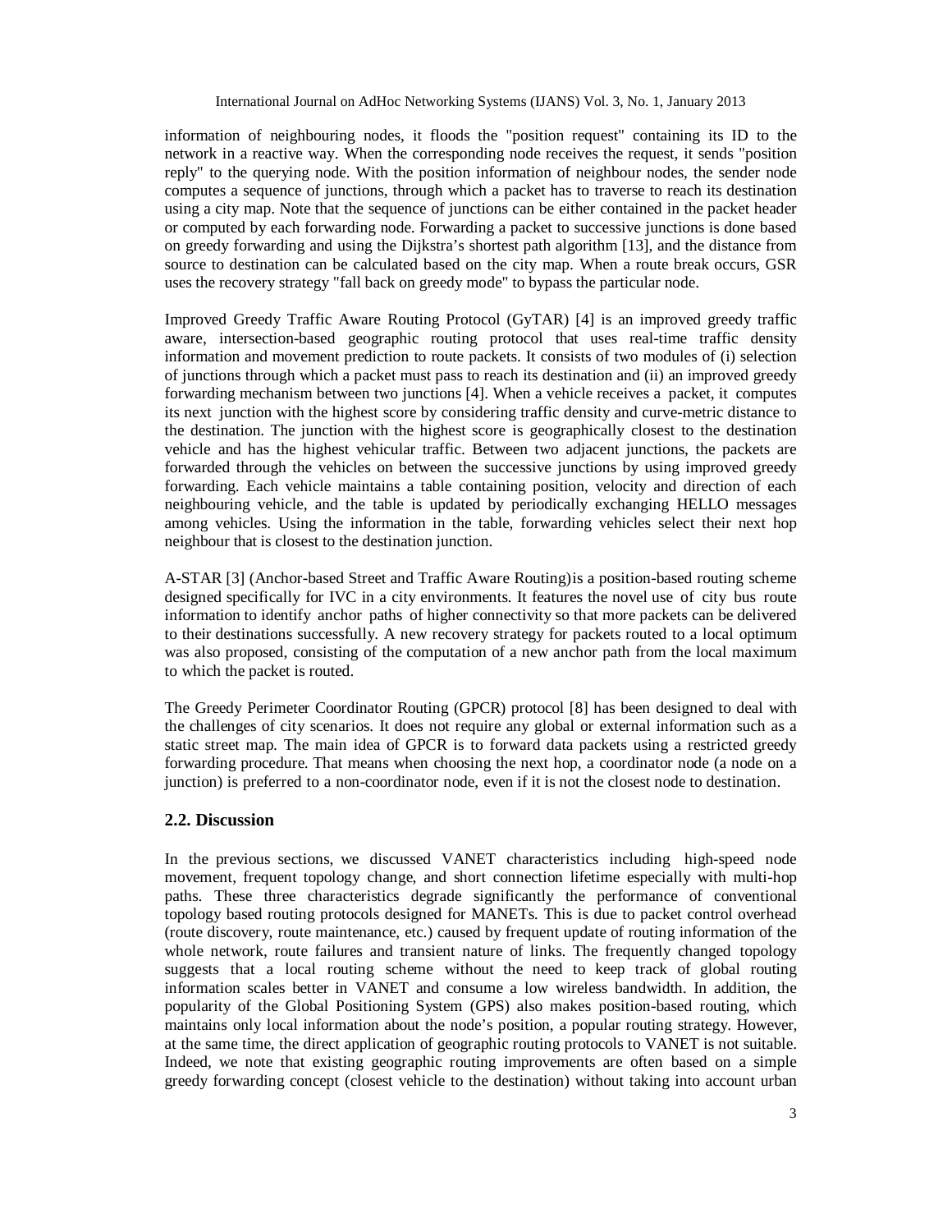information of neighbouring nodes, it floods the "position request" containing its ID to the network in a reactive way. When the corresponding node receives the request, it sends "position reply" to the querying node. With the position information of neighbour nodes, the sender node computes a sequence of junctions, through which a packet has to traverse to reach its destination using a city map. Note that the sequence of junctions can be either contained in the packet header or computed by each forwarding node. Forwarding a packet to successive junctions is done based on greedy forwarding and using the Dijkstra's shortest path algorithm [13], and the distance from source to destination can be calculated based on the city map. When a route break occurs, GSR uses the recovery strategy "fall back on greedy mode" to bypass the particular node.

Improved Greedy Traffic Aware Routing Protocol (GyTAR) [4] is an improved greedy traffic aware, intersection-based geographic routing protocol that uses real-time traffic density information and movement prediction to route packets. It consists of two modules of (i) selection of junctions through which a packet must pass to reach its destination and (ii) an improved greedy forwarding mechanism between two junctions [4]. When a vehicle receives a packet, it computes its next junction with the highest score by considering traffic density and curve-metric distance to the destination. The junction with the highest score is geographically closest to the destination vehicle and has the highest vehicular traffic. Between two adjacent junctions, the packets are forwarded through the vehicles on between the successive junctions by using improved greedy forwarding. Each vehicle maintains a table containing position, velocity and direction of each neighbouring vehicle, and the table is updated by periodically exchanging HELLO messages among vehicles. Using the information in the table, forwarding vehicles select their next hop neighbour that is closest to the destination junction.

A-STAR [3] (Anchor-based Street and Traffic Aware Routing)is a position-based routing scheme designed specifically for IVC in a city environments. It features the novel use of city bus route information to identify anchor paths of higher connectivity so that more packets can be delivered to their destinations successfully. A new recovery strategy for packets routed to a local optimum was also proposed, consisting of the computation of a new anchor path from the local maximum to which the packet is routed.

The Greedy Perimeter Coordinator Routing (GPCR) protocol [8] has been designed to deal with the challenges of city scenarios. It does not require any global or external information such as a static street map. The main idea of GPCR is to forward data packets using a restricted greedy forwarding procedure. That means when choosing the next hop, a coordinator node (a node on a junction) is preferred to a non-coordinator node, even if it is not the closest node to destination.

## 2.2. Discussion

In the previous sections, we discussed VANET characteristics including high-speed node movement, frequent topology change, and short connection lifetime especially with multi-hop paths. These three characteristics degrade significantly the performance of conventional topology based routing protocols designed for MANETs. This is due to packet control overhead (route discovery, route maintenance, etc.) caused by frequent update of routing information of the whole network, route failures and transient nature of links. The frequently changed topology suggests that a local routing scheme without the need to keep track of global routing information scales better in VANET and consume a low wireless bandwidth. In addition, the popularity of the Global Positioning System (GPS) also makes position-based routing, which maintains only local information about the node's position, a popular routing strategy. However, at the same time, the direct application of geographic routing protocols to VANET is not suitable. Indeed, we note that existing geographic routing improvements are often based on a simple greedy forwarding concept (closest vehicle to the destination) without taking into account urban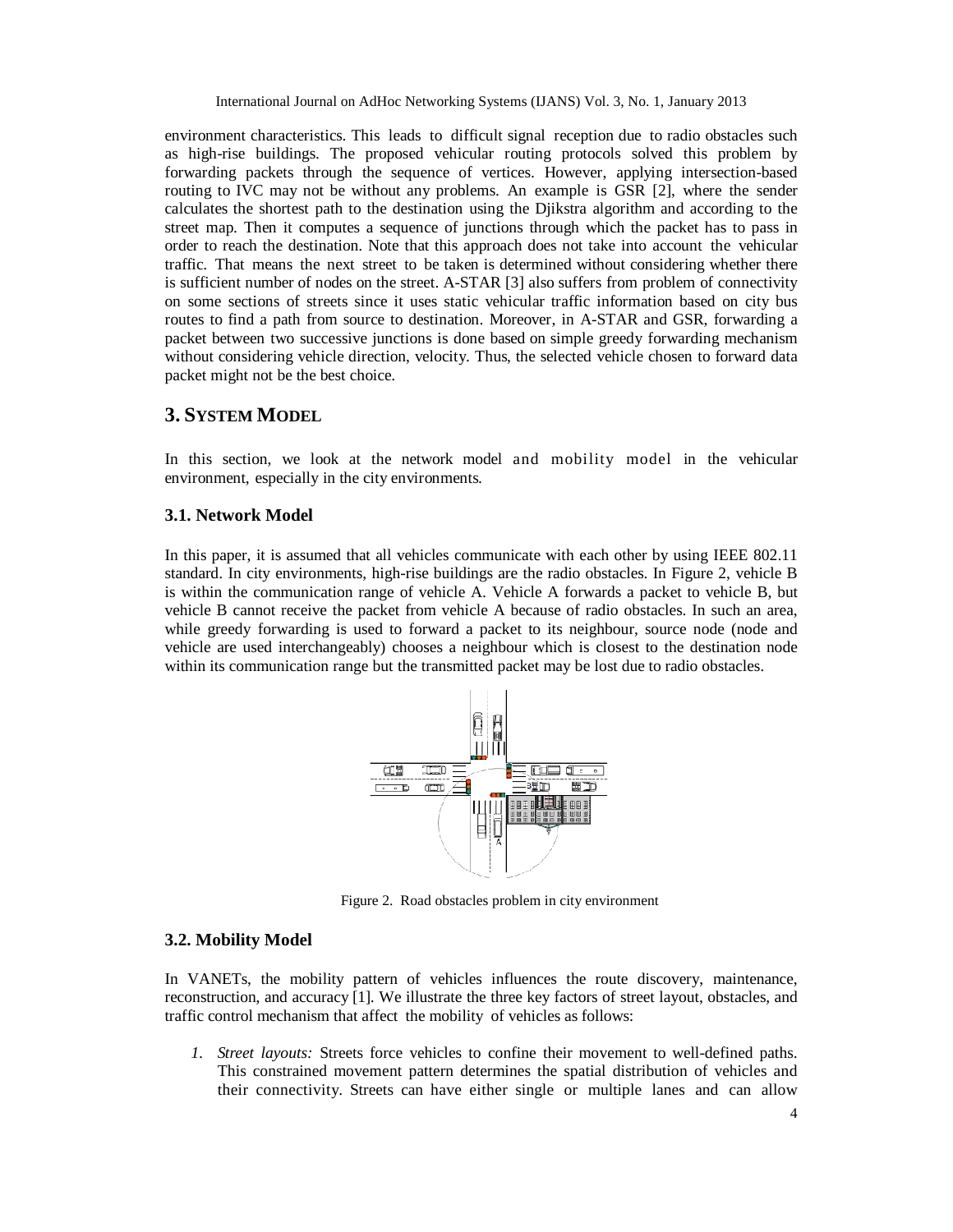environment characteristics. This leads to difficult signal reception due to radio obstacles such as high-rise buildings. The proposed vehicular routing protocols solved this problem by forwarding packets through the sequence of vertices. However, applying intersection-based routing to IVC may not be without any problems. An example is GSR [2], where the sender calculates the shortest path to the destination using the Djikstra algorithm and according to the street map. Then it computes a sequence of junctions through which the packet has to pass in order to reach the destination. Note that this approach does not take into account the vehicular traffic. That means the next street to be taken is determined without considering whether there is sufficient number of nodes on the street. A-STAR [3] also suffers from problem of connectivity on some sections of streets since it uses static vehicular traffic information based on city bus routes to find a path from source to destination. Moreover, in A-STAR and GSR, forwarding a packet between two successive junctions is done based on simple greedy forwarding mechanism without considering vehicle direction, velocity. Thus, the selected vehicle chosen to forward data packet might not be the best choice.

## 3. SYSTEM MODEL

In this section, we look at the network model and mobility model in the vehicular environment, especially in the city environments.

### 3.1. Network Model

In this paper, it is assumed that all vehicles communicate with each other by using IEEE 802.11 standard. In city environments, high-rise buildings are the radio obstacles. In Figure 2, vehicle B is within the communication range of vehicle A. Vehicle A forwards a packet to vehicle B, but vehicle B cannot receive the packet from vehicle A because of radio obstacles. In such an area, while greedy forwarding is used to forward a packet to its neighbour, source node (node and vehicle are used interchangeably) chooses a neighbour which is closest to the destination node within its communication range but the transmitted packet may be lost due to radio obstacles.

Figure 2. Road obstacles problem in city environment

### 3.2. Mobility Model

In VANETs, the mobility pattern of vehicles influences the route discovery, maintenance, reconstruction, and accuracy [1]. We illustrate the three key factors of street layout, obstacles, and traffic control mechanism that affect the mobility of vehicles as follows:

1. *Street layouts:* Streets force vehicles to confine their movement to well-defined paths. This constrained movement pattern determines the spatial distribution of vehicles and their connectivity. Streets can have either single or multiple lanes and can allow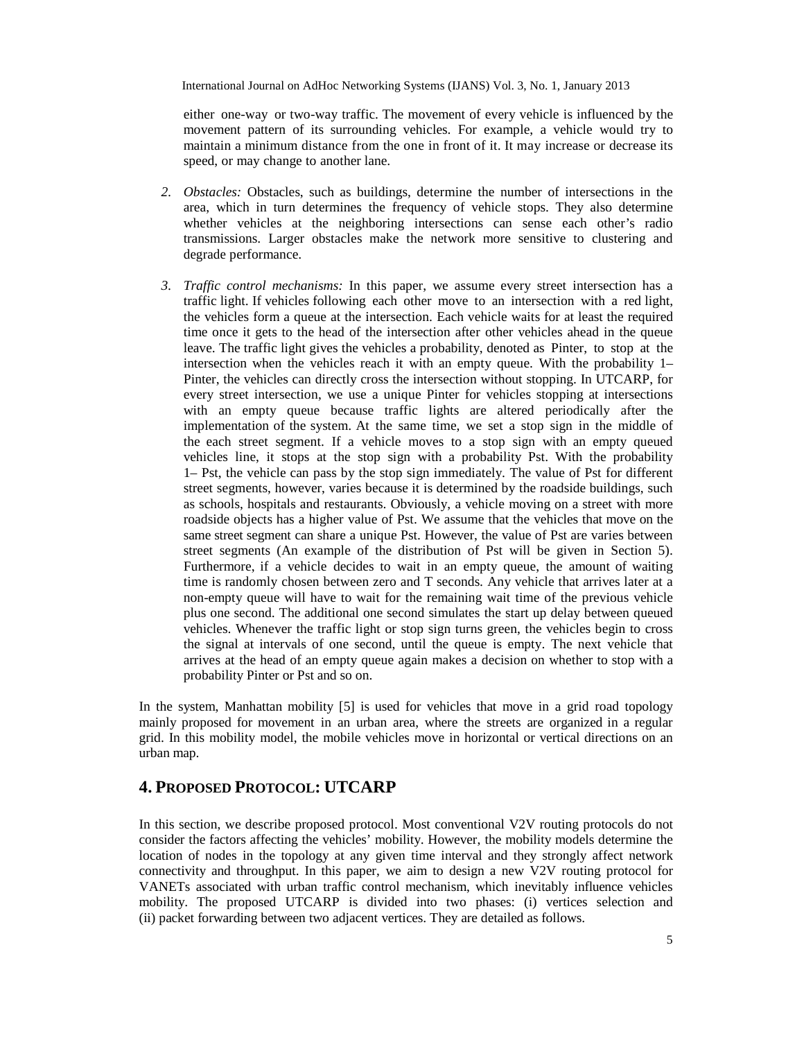either one-way or two-way traffic. The movement of every vehicle is influenced by the movement pattern of its surrounding vehicles. For example, a vehicle would try to maintain a minimum distance from the one in front of it. It may increase or decrease its speed, or may change to another lane.

2. *Obstacles:* Obstacles, such as buildings, determine the number of intersections in the area, which in turn determines the frequency of vehicle stops. They also determine whether vehicles at the neighboring intersections can sense each other's radio transmissions. Larger obstacles make the network more sensitive to clustering and degrade performance.

3. *Traffic control mechanisms:* In this paper, we assume every street intersection has a traffic light. If vehicles following each other move to an intersection with a red light, the vehicles form a queue at the intersection. Each vehicle waits for at least the required time once it gets to the head of the intersection after other vehicles ahead in the queue leave. The traffic light gives the vehicles a probability, denoted as Pinter, to stop at the intersection when the vehicles reach it with an empty queue. With the probability 1– Pinter, the vehicles can directly cross the intersection without stopping. In UTCARP, for every street intersection, we use a unique Pinter for vehicles stopping at intersections with an empty queue because traffic lights are altered periodically after the implementation of the system. At the same time, we set a stop sign in the middle of the each street segment. If a vehicle moves to a stop sign with an empty queued vehicles line, it stops at the stop sign with a probability Pst. With the probability 1– Pst, the vehicle can pass by the stop sign immediately. The value of Pst for different street segments, however, varies because it is determined by the roadside buildings, such as schools, hospitals and restaurants. Obviously, a vehicle moving on a street with more roadside objects has a higher value of Pst. We assume that the vehicles that move on the same street segment can share a unique Pst. However, the value of Pst are varies between street segments (An example of the distribution of Pst will be given in Section 5). Furthermore, if a vehicle decides to wait in an empty queue, the amount of waiting time is randomly chosen between zero and T seconds. Any vehicle that arrives later at a non-empty queue will have to wait for the remaining wait time of the previous vehicle plus one second. The additional one second simulates the start up delay between queued vehicles. Whenever the traffic light or stop sign turns green, the vehicles begin to cross the signal at intervals of one second, until the queue is empty. The next vehicle that arrives at the head of an empty queue again makes a decision on whether to stop with a probability Pinter or Pst and so on.

In the system, Manhattan mobility [5] is used for vehicles that move in a grid road topology mainly proposed for movement in an urban area, where the streets are organized in a regular grid. In this mobility model, the mobile vehicles move in horizontal or vertical directions on an urban map.

## 4. Proposed Protocol: UTCARP

In this section, we describe proposed protocol. Most conventional V2V routing protocols do not consider the factors affecting the vehicles' mobility. However, the mobility models determine the location of nodes in the topology at any given time interval and they strongly affect network connectivity and throughput. In this paper, we aim to design a new V2V routing protocol for VANETs associated with urban traffic control mechanism, which inevitably influence vehicles mobility. The proposed UTCARP is divided into two phases: (i) vertices selection and (ii) packet forwarding between two adjacent vertices. They are detailed as follows.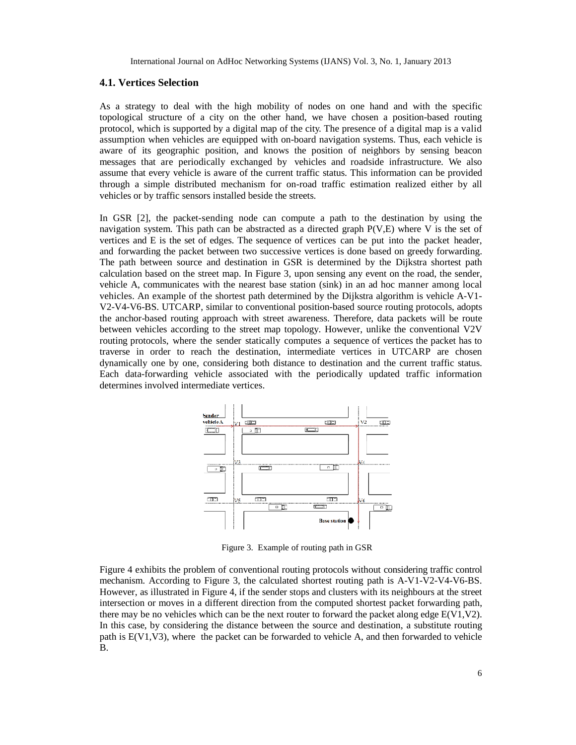## 4.1. Vertices Selection

As a strategy to deal with the high mobility of nodes on one hand and with the specific topological structure of a city on the other hand, we have chosen a position-based routing protocol, which is supported by a digital map of the city. The presence of a digital map is a valid assumption when vehicles are equipped with on-board navigation systems. Thus, each vehicle is aware of its geographic position, and knows the position of neighbors by sensing beacon messages that are periodically exchanged by vehicles and roadside infrastructure. We also assume that every vehicle is aware of the current traffic status. This information can be provided through a simple distributed mechanism for on-road traffic estimation realized either by all vehicles or by traffic sensors installed beside the streets.

In GSR [2], the packet-sending node can compute a path to the destination by using the navigation system. This path can be abstracted as a directed graph P(V,E) where V is the set of vertices and E is the set of edges. The sequence of vertices can be put into the packet header, and forwarding the packet between two successive vertices is done based on greedy forwarding. The path between source and destination in GSR is determined by the Dijkstra shortest path calculation based on the street map. In Figure 3, upon sensing any event on the road, the sender, vehicle A, communicates with the nearest base station (sink) in an ad hoc manner among local vehicles. An example of the shortest path determined by the Dijkstra algorithm is vehicle A-V1-V2-V4-V6-BS. UTCARP, similar to conventional position-based source routing protocols, adopts the anchor-based routing approach with street awareness. Therefore, data packets will be route between vehicles according to the street map topology. However, unlike the conventional V2V routing protocols, where the sender statically computes a sequence of vertices the packet has to traverse in order to reach the destination, intermediate vertices in UTCARP are chosen dynamically one by one, considering both distance to destination and the current traffic status. Each data-forwarding vehicle associated with the periodically updated traffic information determines involved intermediate vertices.

Sender vehicle A
V1
V2
V3
V4
V5
V6
Base station

Figure 3. Example of routing path in GSR

Figure 4 exhibits the problem of conventional routing protocols without considering traffic control mechanism. According to Figure 3, the calculated shortest routing path is A-V1-V2-V4-V6-BS. However, as illustrated in Figure 4, if the sender stops and clusters with its neighbours at the street intersection or moves in a different direction from the computed shortest packet forwarding path, there may be no vehicles which can be the next router to forward the packet along edge E(V1,V2). In this case, by considering the distance between the source and destination, a substitute routing path is E(V1,V3), where the packet can be forwarded to vehicle A, and then forwarded to vehicle B.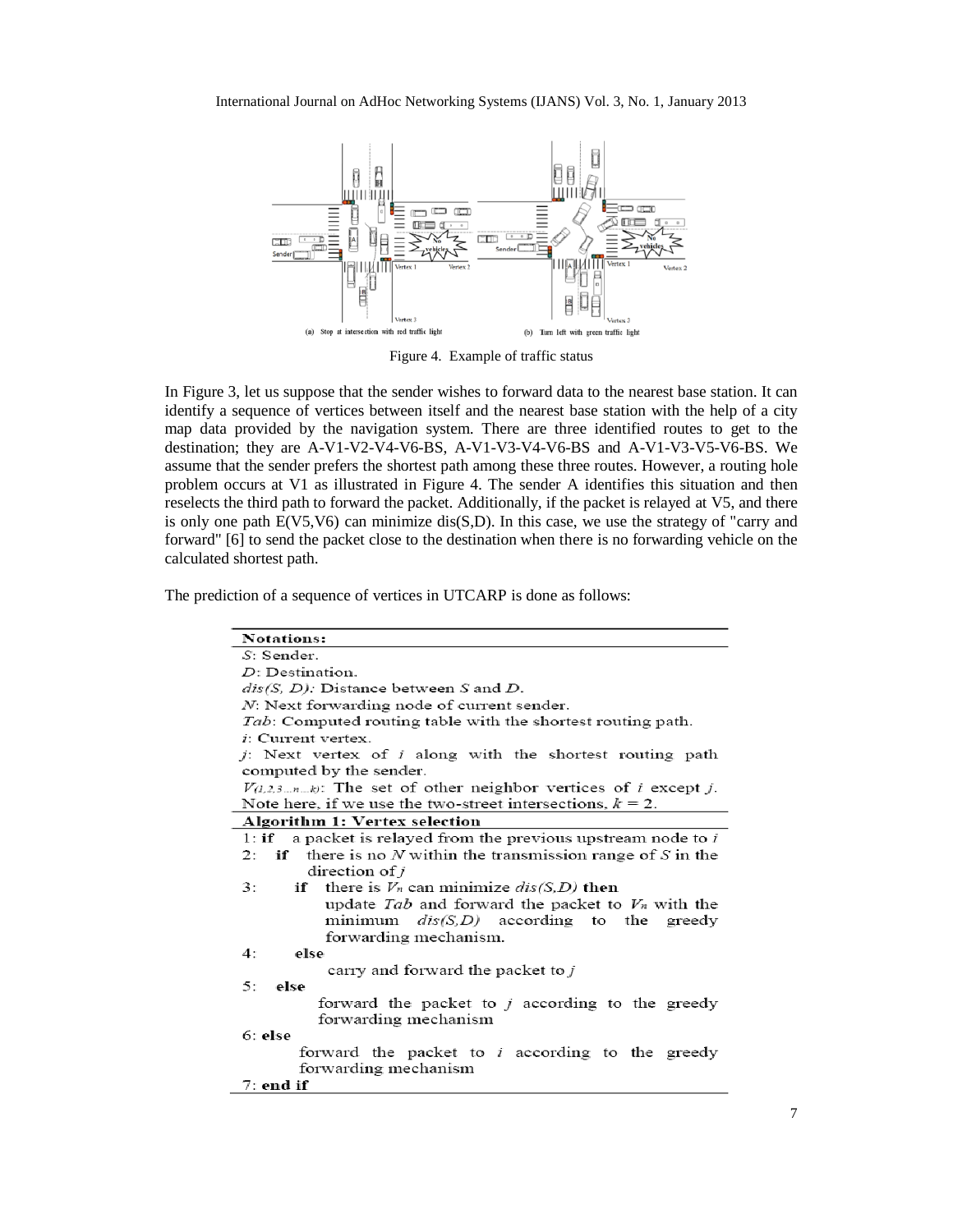(a) Stop at intersection with red traffic light

(b) Turn left with green traffic light

Figure 4. Example of traffic status

In Figure 3, let us suppose that the sender wishes to forward data to the nearest base station. It can identify a sequence of vertices between itself and the nearest base station with the help of a city map data provided by the navigation system. There are three identified routes to get to the destination; they are A-V1-V2-V4-V6-BS, A-V1-V3-V4-V6-BS and A-V1-V3-V5-V6-BS. We assume that the sender prefers the shortest path among these three routes. However, a routing hole problem occurs at V1 as illustrated in Figure 4. The sender A identifies this situation and then reselects the third path to forward the packet. Additionally, if the packet is relayed at V5, and there is only one path E(V5,V6) can minimize dis(S,D). In this case, we use the strategy of "carry and forward" [6] to send the packet close to the destination when there is no forwarding vehicle on the calculated shortest path.

The prediction of a sequence of vertices in UTCARP is done as follows:

**Notations:**

$S$: Sender.
$D$: Destination.
$dis(S, D)$: Distance between $S$ and $D$.
$N$: Next forwarding node of current sender.
$Tab$: Computed routing table with the shortest routing path.
$i$: Current vertex.
$j$: Next vertex of $i$ along with the shortest routing path computed by the sender.
$V_{(1,2,3 \ldots n \ldots k)}$: The set of other neighbor vertices of $i$ except $j$. Note here, if we use the two-street intersections, $k = 2$.

**Algorithm 1: Vertex selection**

```
1: if   a packet is relayed from the previous upstream node to i
2:    if   there is no N within the transmission range of S in the
           direction of j
3:       if   there is Vn can minimize dis(S,D) then
              update Tab and forward the packet to Vn with the
              minimum dis(S,D) according to the greedy
              forwarding mechanism.
4:       else
              carry and forward the packet to j
5:    else
           forward the packet to j according to the greedy
           forwarding mechanism
6: else
        forward the packet to i according to the greedy
        forwarding mechanism
7: end if
```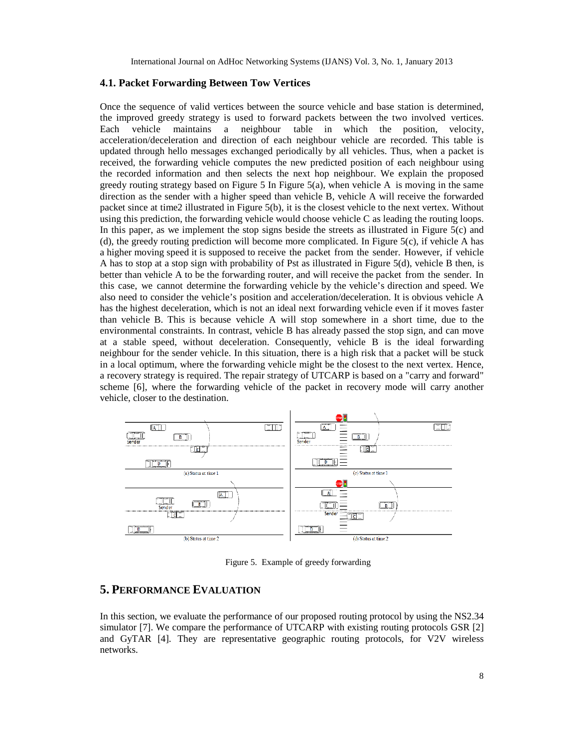### 4.1. Packet Forwarding Between Tow Vertices

Once the sequence of valid vertices between the source vehicle and base station is determined, the improved greedy strategy is used to forward packets between the two involved vertices. Each vehicle maintains a neighbour table in which the position, velocity, acceleration/deceleration and direction of each neighbour vehicle are recorded. This table is updated through hello messages exchanged periodically by all vehicles. Thus, when a packet is received, the forwarding vehicle computes the new predicted position of each neighbour using the recorded information and then selects the next hop neighbour. We explain the proposed greedy routing strategy based on Figure 5 In Figure 5(a), when vehicle A is moving in the same direction as the sender with a higher speed than vehicle B, vehicle A will receive the forwarded packet since at time2 illustrated in Figure 5(b), it is the closest vehicle to the next vertex. Without using this prediction, the forwarding vehicle would choose vehicle C as leading the routing loops. In this paper, as we implement the stop signs beside the streets as illustrated in Figure 5(c) and (d), the greedy routing prediction will become more complicated. In Figure 5(c), if vehicle A has a higher moving speed it is supposed to receive the packet from the sender. However, if vehicle A has to stop at a stop sign with probability of Pst as illustrated in Figure 5(d), vehicle B then, is better than vehicle A to be the forwarding router, and will receive the packet from the sender. In this case, we cannot determine the forwarding vehicle by the vehicle's direction and speed. We also need to consider the vehicle's position and acceleration/deceleration. It is obvious vehicle A has the highest deceleration, which is not an ideal next forwarding vehicle even if it moves faster than vehicle B. This is because vehicle A will stop somewhere in a short time, due to the environmental constraints. In contrast, vehicle B has already passed the stop sign, and can move at a stable speed, without deceleration. Consequently, vehicle B is the ideal forwarding neighbour for the sender vehicle. In this situation, there is a high risk that a packet will be stuck in a local optimum, where the forwarding vehicle might be the closest to the next vertex. Hence, a recovery strategy is required. The repair strategy of UTCARP is based on a "carry and forward" scheme [6], where the forwarding vehicle of the packet in recovery mode will carry another vehicle, closer to the destination.

(a) Status at time 1

(b) Status at time 2

(c) Status at time 1

(d) Status at time 2

Figure 5. Example of greedy forwarding

## 5. Performance Evaluation

In this section, we evaluate the performance of our proposed routing protocol by using the NS2.34 simulator [7]. We compare the performance of UTCARP with existing routing protocols GSR [2] and GyTAR [4]. They are representative geographic routing protocols, for V2V wireless networks.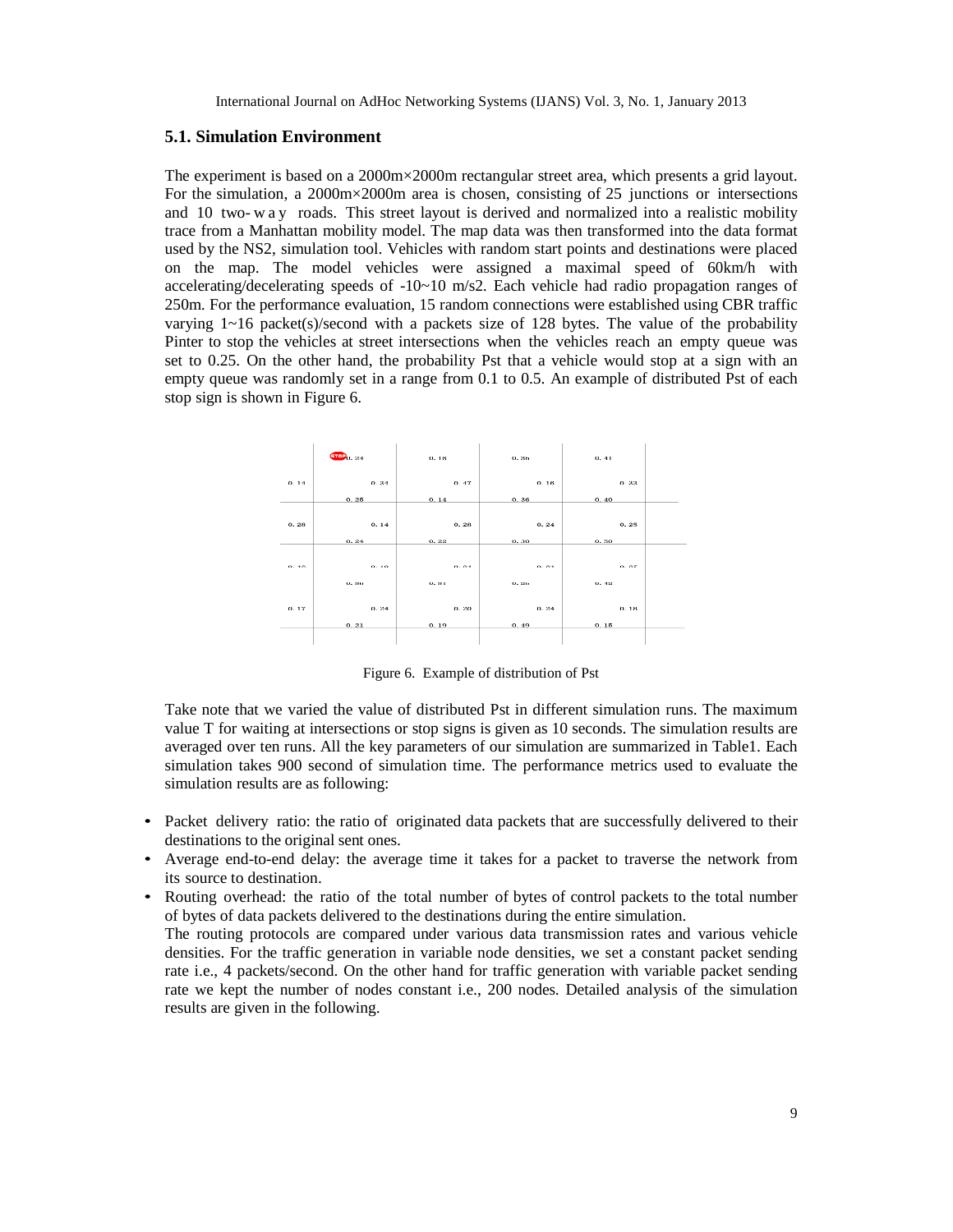## 5.1. Simulation Environment

The experiment is based on a 2000m×2000m rectangular street area, which presents a grid layout. For the simulation, a 2000m×2000m area is chosen, consisting of 25 junctions or intersections and 10 two-way roads. This street layout is derived and normalized into a realistic mobility trace from a Manhattan mobility model. The map data was then transformed into the data format used by the NS2, simulation tool. Vehicles with random start points and destinations were placed on the map. The model vehicles were assigned a maximal speed of 60km/h with accelerating/decelerating speeds of -10~10 m/s2. Each vehicle had radio propagation ranges of 250m. For the performance evaluation, 15 random connections were established using CBR traffic varying 1~16 packet(s)/second with a packets size of 128 bytes. The value of the probability Pinter to stop the vehicles at street intersections when the vehicles reach an empty queue was set to 0.25. On the other hand, the probability Pst that a vehicle would stop at a sign with an empty queue was randomly set in a range from 0.1 to 0.5. An example of distributed Pst of each stop sign is shown in Figure 6.

STOP 0.34 0.18 0.36 0.41

0.14 0.34 0.47 0.16 0.33

0.25 0.14 0.36 0.40

0.28 0.14 0.28 0.24 0.25

0.24 0.22 0.30 0.50

0.13 0.10 0.04 0.04 0.07

0.30 0.31 0.26 0.42

0.17 0.24 0.20 0.24 0.18

0.21 0.19 0.49 0.15

Figure 6. Example of distribution of Pst

Take note that we varied the value of distributed Pst in different simulation runs. The maximum value T for waiting at intersections or stop signs is given as 10 seconds. The simulation results are averaged over ten runs. All the key parameters of our simulation are summarized in Table1. Each simulation takes 900 second of simulation time. The performance metrics used to evaluate the simulation results are as following:

- Packet delivery ratio: the ratio of originated data packets that are successfully delivered to their destinations to the original sent ones.
- Average end-to-end delay: the average time it takes for a packet to traverse the network from its source to destination.
- Routing overhead: the ratio of the total number of bytes of control packets to the total number of bytes of data packets delivered to the destinations during the entire simulation.

  The routing protocols are compared under various data transmission rates and various vehicle densities. For the traffic generation in variable node densities, we set a constant packet sending rate i.e., 4 packets/second. On the other hand for traffic generation with variable packet sending rate we kept the number of nodes constant i.e., 200 nodes. Detailed analysis of the simulation results are given in the following.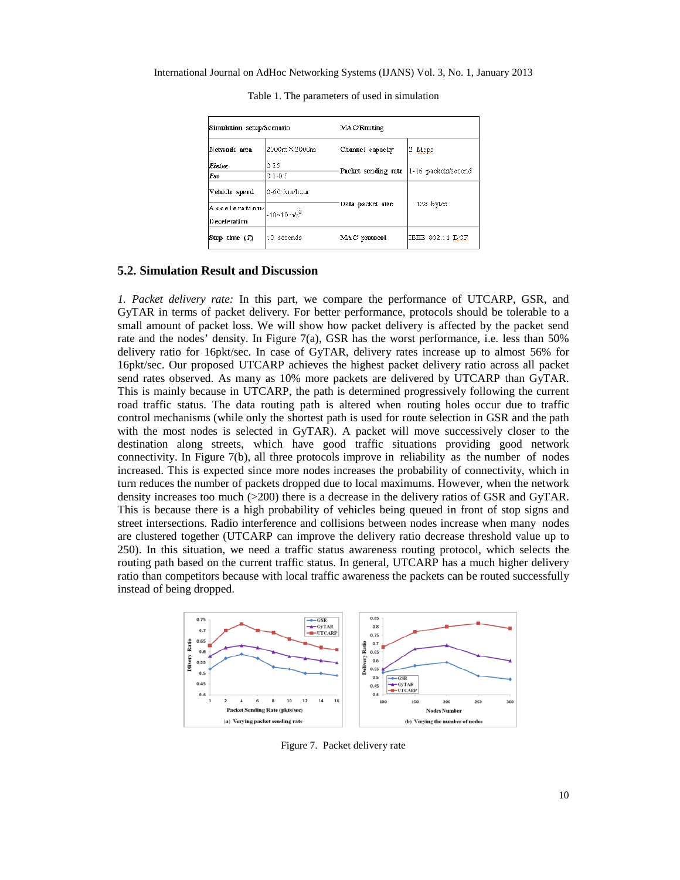Table 1. The parameters of used in simulation

| Simulation setup/Scenario | | MAC/Routing | |
|---|---|---|---|
| Network area | 2000m X 2000m | Channel capacity | 2 Mbps |
| *Pinter* | 0.25 | Packet sending rate | 1-16 packets/second |
| *Psi* | 0.1-0.5 | | |
| Vehicle speed | 0-60 km/hour | Data packet size | 128 bytes |
| Acceleration/Deceleration | $-10\sim10\ m/s^2$ | | |
| Stop time (*T*) | 10 seconds | MAC protocol | IEEE 802.11 DCF |

### 5.2. Simulation Result and Discussion

*1. Packet delivery rate:* In this part, we compare the performance of UTCARP, GSR, and GyTAR in terms of packet delivery. For better performance, protocols should be tolerable to a small amount of packet loss. We will show how packet delivery is affected by the packet send rate and the nodes' density. In Figure 7(a), GSR has the worst performance, i.e. less than 50% delivery ratio for 16pkt/sec. In case of GyTAR, delivery rates increase up to almost 56% for 16pkt/sec. Our proposed UTCARP achieves the highest packet delivery ratio across all packet send rates observed. As many as 10% more packets are delivered by UTCARP than GyTAR. This is mainly because in UTCARP, the path is determined progressively following the current road traffic status. The data routing path is altered when routing holes occur due to traffic control mechanisms (while only the shortest path is used for route selection in GSR and the path with the most nodes is selected in GyTAR). A packet will move successively closer to the destination along streets, which have good traffic situations providing good network connectivity. In Figure 7(b), all three protocols improve in reliability as the number of nodes increased. This is expected since more nodes increases the probability of connectivity, which in turn reduces the number of packets dropped due to local maximums. However, when the network density increases too much (>200) there is a decrease in the delivery ratios of GSR and GyTAR. This is because there is a high probability of vehicles being queued in front of stop signs and street intersections. Radio interference and collisions between nodes increase when many nodes are clustered together (UTCARP can improve the delivery ratio decrease threshold value up to 250). In this situation, we need a traffic status awareness routing protocol, which selects the routing path based on the current traffic status. In general, UTCARP has a much higher delivery ratio than competitors because with local traffic awareness the packets can be routed successfully instead of being dropped.

Dilvery Ratio
0.75
0.7
0.65
0.6
0.55
0.5
0.45
0.4
1 2 4 6 8 10 12 14 16
Packet Sending Rate (pkts/sec)
GSR
GyTAR
UTCARP
(a) Verying packet sending rate

Delivery Ratio
0.85
0.8
0.75
0.7
0.65
0.6
0.55
0.5
0.45
0.4
100 150 200 250 300
Nodes Number
GSR
GyTAR
UTCARP
(b) Verying the number of nodes

Figure 7. Packet delivery rate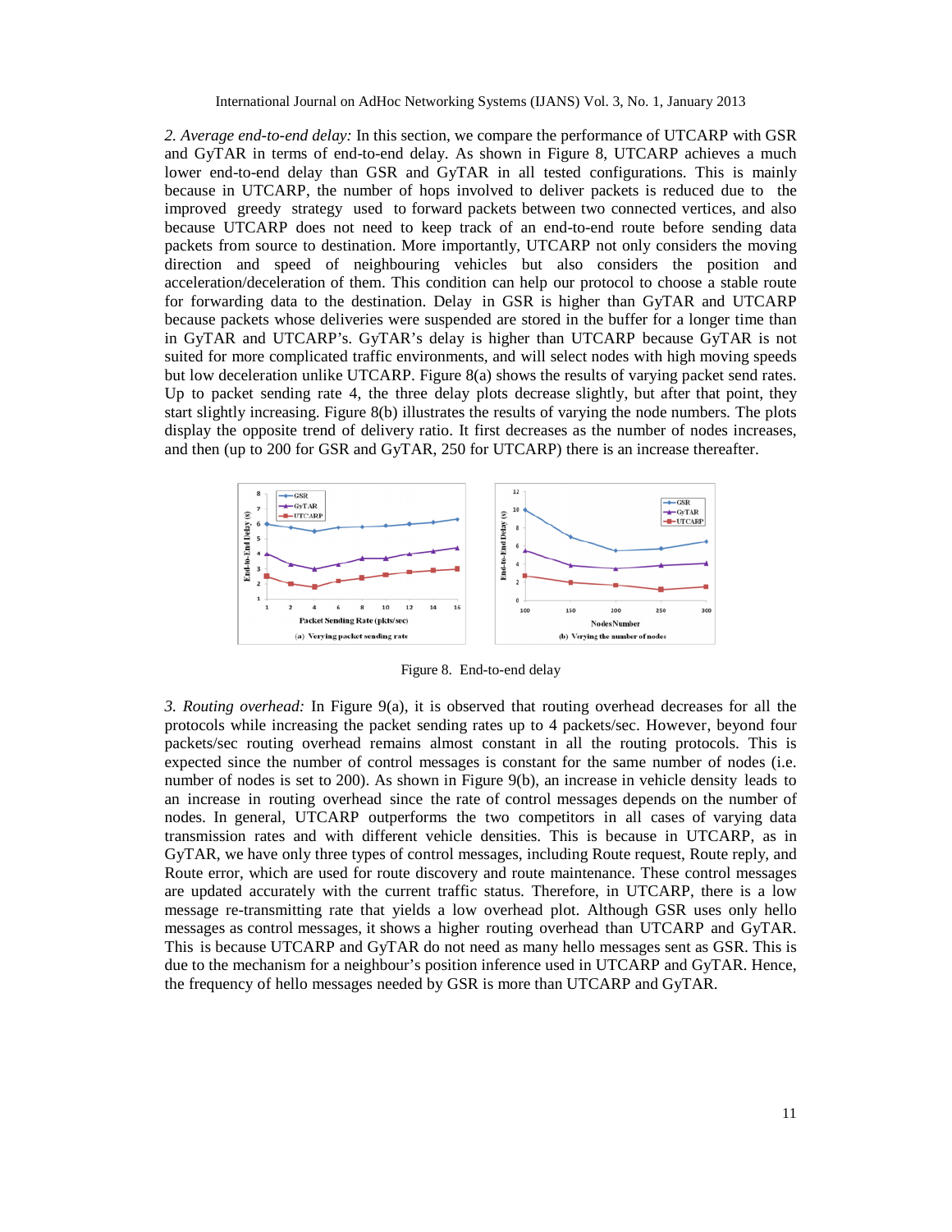*2. Average end-to-end delay:* In this section, we compare the performance of UTCARP with GSR and GyTAR in terms of end-to-end delay. As shown in Figure 8, UTCARP achieves a much lower end-to-end delay than GSR and GyTAR in all tested configurations. This is mainly because in UTCARP, the number of hops involved to deliver packets is reduced due to the improved greedy strategy used to forward packets between two connected vertices, and also because UTCARP does not need to keep track of an end-to-end route before sending data packets from source to destination. More importantly, UTCARP not only considers the moving direction and speed of neighbouring vehicles but also considers the position and acceleration/deceleration of them. This condition can help our protocol to choose a stable route for forwarding data to the destination. Delay in GSR is higher than GyTAR and UTCARP because packets whose deliveries were suspended are stored in the buffer for a longer time than in GyTAR and UTCARP's. GyTAR's delay is higher than UTCARP because GyTAR is not suited for more complicated traffic environments, and will select nodes with high moving speeds but low deceleration unlike UTCARP. Figure 8(a) shows the results of varying packet send rates. Up to packet sending rate 4, the three delay plots decrease slightly, but after that point, they start slightly increasing. Figure 8(b) illustrates the results of varying the node numbers. The plots display the opposite trend of delivery ratio. It first decreases as the number of nodes increases, and then (up to 200 for GSR and GyTAR, 250 for UTCARP) there is an increase thereafter.

End-to-End Delay (s)
GSR
GyTAR
UTCARP
Packet Sending Rate (pkts/sec)
(a) Varying packet sending rate

End-to-End Delay (s)
GSR
GyTAR
UTCARP
NodesNumber
(b) Varying the number of nodes

Figure 8. End-to-end delay

*3. Routing overhead:* In Figure 9(a), it is observed that routing overhead decreases for all the protocols while increasing the packet sending rates up to 4 packets/sec. However, beyond four packets/sec routing overhead remains almost constant in all the routing protocols. This is expected since the number of control messages is constant for the same number of nodes (i.e. number of nodes is set to 200). As shown in Figure 9(b), an increase in vehicle density leads to an increase in routing overhead since the rate of control messages depends on the number of nodes. In general, UTCARP outperforms the two competitors in all cases of varying data transmission rates and with different vehicle densities. This is because in UTCARP, as in GyTAR, we have only three types of control messages, including Route request, Route reply, and Route error, which are used for route discovery and route maintenance. These control messages are updated accurately with the current traffic status. Therefore, in UTCARP, there is a low message re-transmitting rate that yields a low overhead plot. Although GSR uses only hello messages as control messages, it shows a higher routing overhead than UTCARP and GyTAR. This is because UTCARP and GyTAR do not need as many hello messages sent as GSR. This is due to the mechanism for a neighbour's position inference used in UTCARP and GyTAR. Hence, the frequency of hello messages needed by GSR is more than UTCARP and GyTAR.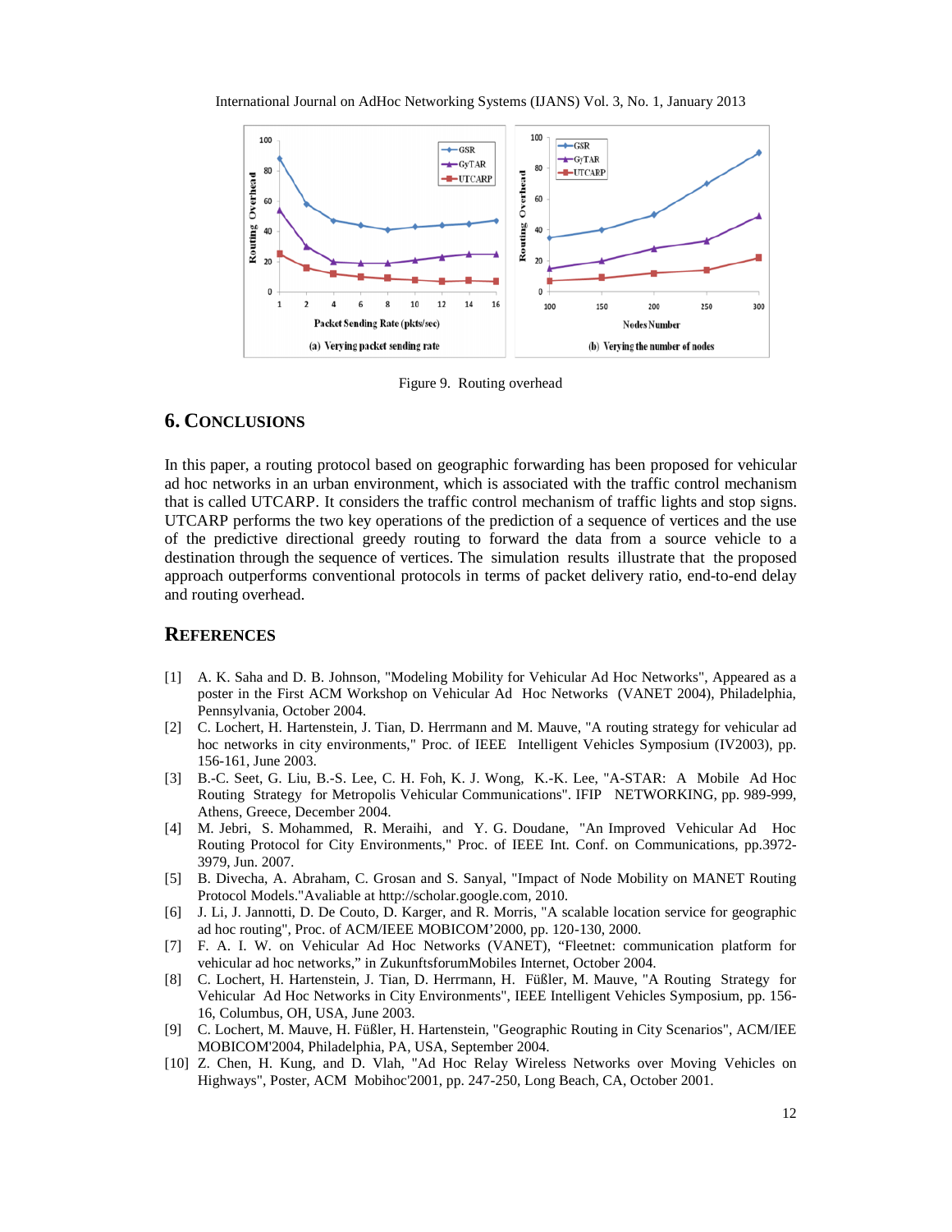100
80
60
40
20
0

Routing Overhead

1 2 4 6 8 10 12 14 16

Packet Sending Rate (pkts/sec)

GSR
GyTAR
UTCARP

(a) Verying packet sending rate

100
80
60
40
20
0

Routing Overhead

100 150 200 250 300

Nodes Number

GSR
GyTAR
UTCARP

(b) Verying the number of nodes

Figure 9. Routing overhead

## 6. CONCLUSIONS

In this paper, a routing protocol based on geographic forwarding has been proposed for vehicular ad hoc networks in an urban environment, which is associated with the traffic control mechanism that is called UTCARP. It considers the traffic control mechanism of traffic lights and stop signs. UTCARP performs the two key operations of the prediction of a sequence of vertices and the use of the predictive directional greedy routing to forward the data from a source vehicle to a destination through the sequence of vertices. The simulation results illustrate that the proposed approach outperforms conventional protocols in terms of packet delivery ratio, end-to-end delay and routing overhead.

## REFERENCES

[1] A. K. Saha and D. B. Johnson, "Modeling Mobility for Vehicular Ad Hoc Networks", Appeared as a poster in the First ACM Workshop on Vehicular Ad Hoc Networks (VANET 2004), Philadelphia, Pennsylvania, October 2004.

[2] C. Lochert, H. Hartenstein, J. Tian, D. Herrmann and M. Mauve, "A routing strategy for vehicular ad hoc networks in city environments," Proc. of IEEE Intelligent Vehicles Symposium (IV2003), pp. 156-161, June 2003.

[3] B.-C. Seet, G. Liu, B.-S. Lee, C. H. Foh, K. J. Wong, K.-K. Lee, "A-STAR: A Mobile Ad Hoc Routing Strategy for Metropolis Vehicular Communications". IFIP NETWORKING, pp. 989-999, Athens, Greece, December 2004.

[4] M. Jebri, S. Mohammed, R. Meraihi, and Y. G. Doudane, "An Improved Vehicular Ad Hoc Routing Protocol for City Environments," Proc. of IEEE Int. Conf. on Communications, pp.3972-3979, Jun. 2007.

[5] B. Divecha, A. Abraham, C. Grosan and S. Sanyal, "Impact of Node Mobility on MANET Routing Protocol Models."Avaliable at http://scholar.google.com, 2010.

[6] J. Li, J. Jannotti, D. De Couto, D. Karger, and R. Morris, "A scalable location service for geographic ad hoc routing", Proc. of ACM/IEEE MOBICOM'2000, pp. 120-130, 2000.

[7] F. A. I. W. on Vehicular Ad Hoc Networks (VANET), "Fleetnet: communication platform for vehicular ad hoc networks," in ZukunftsforumMobiles Internet, October 2004.

[8] C. Lochert, H. Hartenstein, J. Tian, D. Herrmann, H. Füßler, M. Mauve, "A Routing Strategy for Vehicular Ad Hoc Networks in City Environments", IEEE Intelligent Vehicles Symposium, pp. 156-16, Columbus, OH, USA, June 2003.

[9] C. Lochert, M. Mauve, H. Füßler, H. Hartenstein, "Geographic Routing in City Scenarios", ACM/IEE MOBICOM'2004, Philadelphia, PA, USA, September 2004.

[10] Z. Chen, H. Kung, and D. Vlah, "Ad Hoc Relay Wireless Networks over Moving Vehicles on Highways", Poster, ACM Mobihoc'2001, pp. 247-250, Long Beach, CA, October 2001.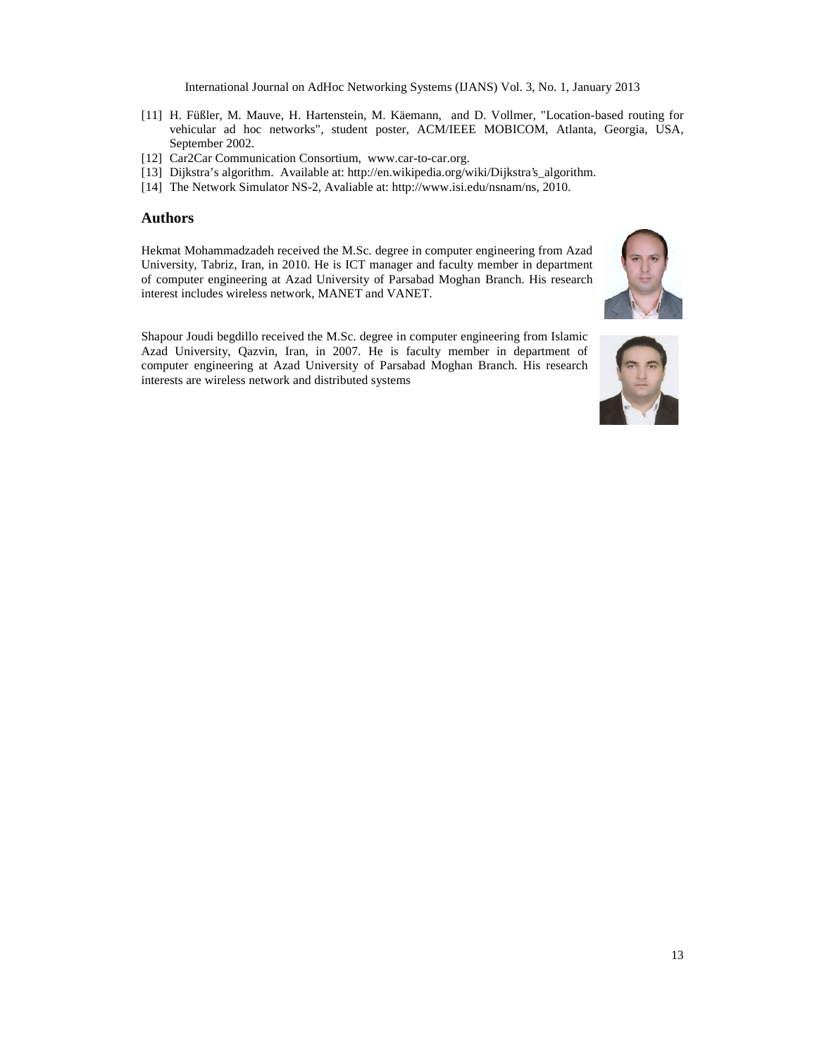[11] H. Füßler, M. Mauve, H. Hartenstein, M. Käemann, and D. Vollmer, "Location-based routing for vehicular ad hoc networks", student poster, ACM/IEEE MOBICOM, Atlanta, Georgia, USA, September 2002.

[12] Car2Car Communication Consortium, www.car-to-car.org.

[13] Dijkstra's algorithm. Available at: http://en.wikipedia.org/wiki/Dijkstra's_algorithm.

[14] The Network Simulator NS-2, Avaliable at: http://www.isi.edu/nsnam/ns, 2010.

## Authors

Hekmat Mohammadzadeh received the M.Sc. degree in computer engineering from Azad University, Tabriz, Iran, in 2010. He is ICT manager and faculty member in department of computer engineering at Azad University of Parsabad Moghan Branch. His research interest includes wireless network, MANET and VANET.

Shapour Joudi begdillo received the M.Sc. degree in computer engineering from Islamic Azad University, Qazvin, Iran, in 2007. He is faculty member in department of computer engineering at Azad University of Parsabad Moghan Branch. His research interests are wireless network and distributed systems